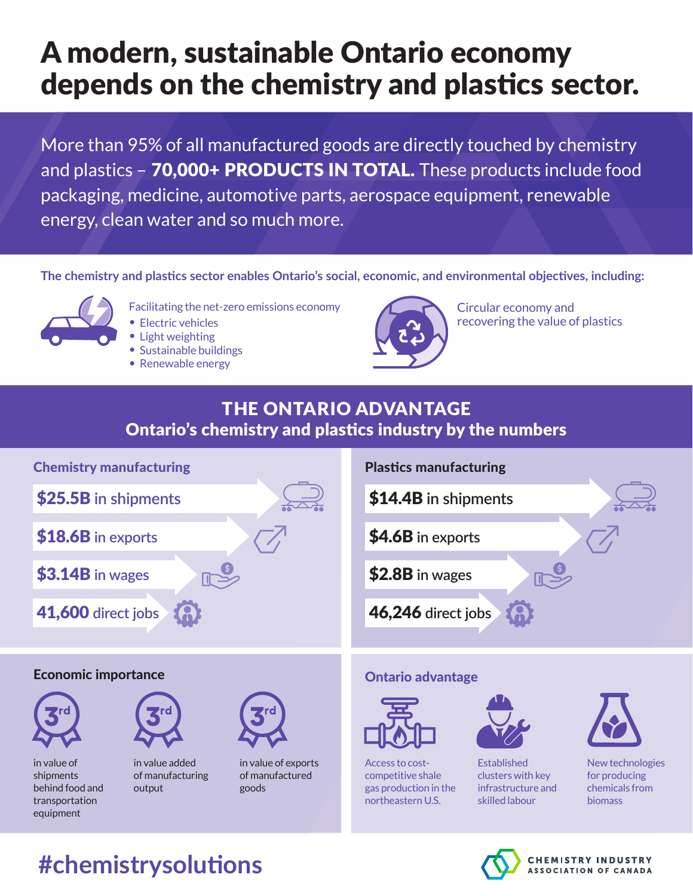# A modern, sustainable Ontario economy depends on the chemistry and plastics sector.

More than 95% of all manufactured goods are directly touched by chemistry and plastics – **70,000+ PRODUCTS IN TOTAL.** These products include food packaging, medicine, automotive parts, aerospace equipment, renewable energy, clean water and so much more.

**The chemistry and plastics sector enables Ontario's social, economic, and environmental objectives, including:**

Facilitating the net-zero emissions economy

- Electric vehicles
- Light weighting
- Sustainable buildings
- Renewable energy

Circular economy and recovering the value of plastics

## THE ONTARIO ADVANTAGE

### Ontario's chemistry and plastics industry by the numbers

#### Chemistry manufacturing

- **$25.5B** in shipments
- **$18.6B** in exports
- **$3.14B** in wages
- **41,600** direct jobs

#### Plastics manufacturing

- **$14.4B** in shipments
- **$4.6B** in exports
- **$2.8B** in wages
- **46,246** direct jobs

#### Economic importance

- **3rd** in value of shipments behind food and transportation equipment
- **3rd** in value added of manufacturing output
- **3rd** in value of exports of manufactured goods

#### Ontario advantage

- Access to cost-competitive shale gas production in the northeastern U.S.
- Established clusters with key infrastructure and skilled labour
- New technologies for producing chemicals from biomass

#chemistrysolutions

CHEMISTRY INDUSTRY ASSOCIATION OF CANADA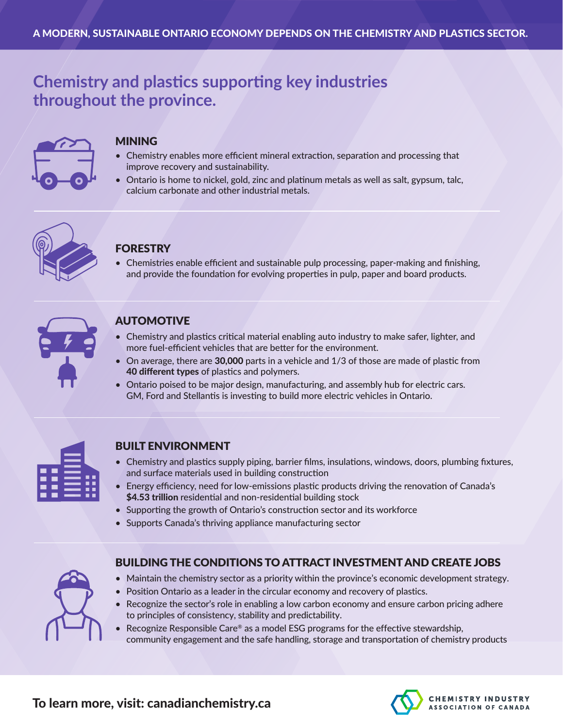A MODERN, SUSTAINABLE ONTARIO ECONOMY DEPENDS ON THE CHEMISTRY AND PLASTICS SECTOR.

# Chemistry and plastics supporting key industries throughout the province.

## MINING

- Chemistry enables more efficient mineral extraction, separation and processing that improve recovery and sustainability.
- Ontario is home to nickel, gold, zinc and platinum metals as well as salt, gypsum, talc, calcium carbonate and other industrial metals.

## FORESTRY

- Chemistries enable efficient and sustainable pulp processing, paper-making and finishing, and provide the foundation for evolving properties in pulp, paper and board products.

## AUTOMOTIVE

- Chemistry and plastics critical material enabling auto industry to make safer, lighter, and more fuel-efficient vehicles that are better for the environment.
- On average, there are **30,000** parts in a vehicle and 1/3 of those are made of plastic from **40 different types** of plastics and polymers.
- Ontario poised to be major design, manufacturing, and assembly hub for electric cars. GM, Ford and Stellantis is investing to build more electric vehicles in Ontario.

## BUILT ENVIRONMENT

- Chemistry and plastics supply piping, barrier films, insulations, windows, doors, plumbing fixtures, and surface materials used in building construction
- Energy efficiency, need for low-emissions plastic products driving the renovation of Canada's **$4.53 trillion** residential and non-residential building stock
- Supporting the growth of Ontario's construction sector and its workforce
- Supports Canada's thriving appliance manufacturing sector

## BUILDING THE CONDITIONS TO ATTRACT INVESTMENT AND CREATE JOBS

- Maintain the chemistry sector as a priority within the province's economic development strategy.
- Position Ontario as a leader in the circular economy and recovery of plastics.
- Recognize the sector's role in enabling a low carbon economy and ensure carbon pricing adhere to principles of consistency, stability and predictability.
- Recognize Responsible Care® as a model ESG programs for the effective stewardship, community engagement and the safe handling, storage and transportation of chemistry products

**To learn more, visit: canadianchemistry.ca**

CHEMISTRY INDUSTRY ASSOCIATION OF CANADA